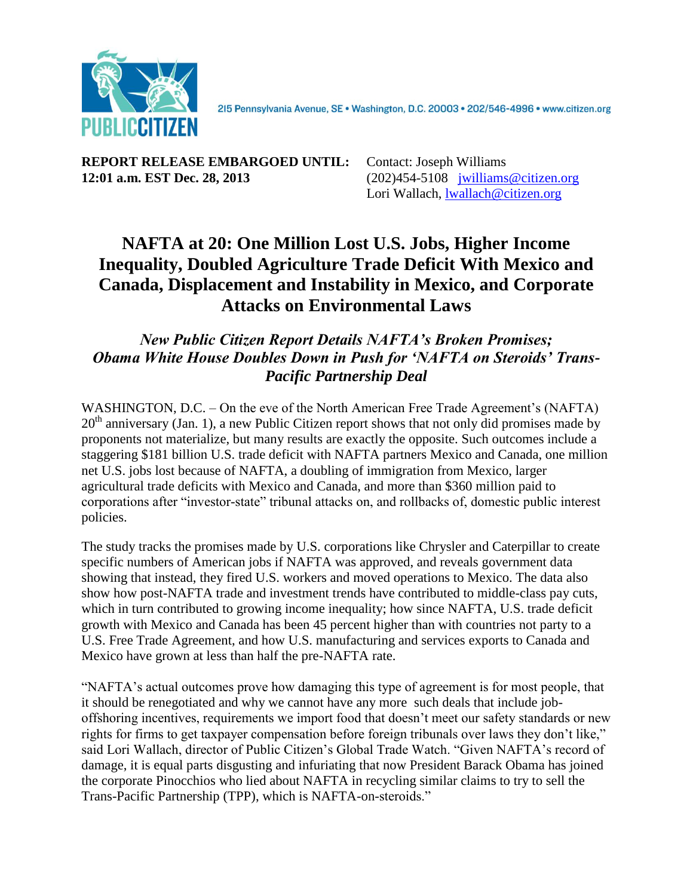PUBLICCITIZEN

215 Pennsylvania Avenue, SE • Washington, D.C. 20003 • 202/546-4996 • www.citizen.org

**REPORT RELEASE EMBARGOED UNTIL:**
**12:01 a.m. EST Dec. 28, 2013**

Contact: Joseph Williams
(202)454-5108 jwilliams@citizen.org
Lori Wallach, lwallach@citizen.org

# NAFTA at 20: One Million Lost U.S. Jobs, Higher Income Inequality, Doubled Agriculture Trade Deficit With Mexico and Canada, Displacement and Instability in Mexico, and Corporate Attacks on Environmental Laws

## *New Public Citizen Report Details NAFTA's Broken Promises; Obama White House Doubles Down in Push for 'NAFTA on Steroids' Trans-Pacific Partnership Deal*

WASHINGTON, D.C. – On the eve of the North American Free Trade Agreement's (NAFTA) 20th anniversary (Jan. 1), a new Public Citizen report shows that not only did promises made by proponents not materialize, but many results are exactly the opposite. Such outcomes include a staggering $181 billion U.S. trade deficit with NAFTA partners Mexico and Canada, one million net U.S. jobs lost because of NAFTA, a doubling of immigration from Mexico, larger agricultural trade deficits with Mexico and Canada, and more than $360 million paid to corporations after "investor-state" tribunal attacks on, and rollbacks of, domestic public interest policies.

The study tracks the promises made by U.S. corporations like Chrysler and Caterpillar to create specific numbers of American jobs if NAFTA was approved, and reveals government data showing that instead, they fired U.S. workers and moved operations to Mexico. The data also show how post-NAFTA trade and investment trends have contributed to middle-class pay cuts, which in turn contributed to growing income inequality; how since NAFTA, U.S. trade deficit growth with Mexico and Canada has been 45 percent higher than with countries not party to a U.S. Free Trade Agreement, and how U.S. manufacturing and services exports to Canada and Mexico have grown at less than half the pre-NAFTA rate.

"NAFTA's actual outcomes prove how damaging this type of agreement is for most people, that it should be renegotiated and why we cannot have any more such deals that include job-offshoring incentives, requirements we import food that doesn't meet our safety standards or new rights for firms to get taxpayer compensation before foreign tribunals over laws they don't like," said Lori Wallach, director of Public Citizen's Global Trade Watch. "Given NAFTA's record of damage, it is equal parts disgusting and infuriating that now President Barack Obama has joined the corporate Pinocchios who lied about NAFTA in recycling similar claims to try to sell the Trans-Pacific Partnership (TPP), which is NAFTA-on-steroids."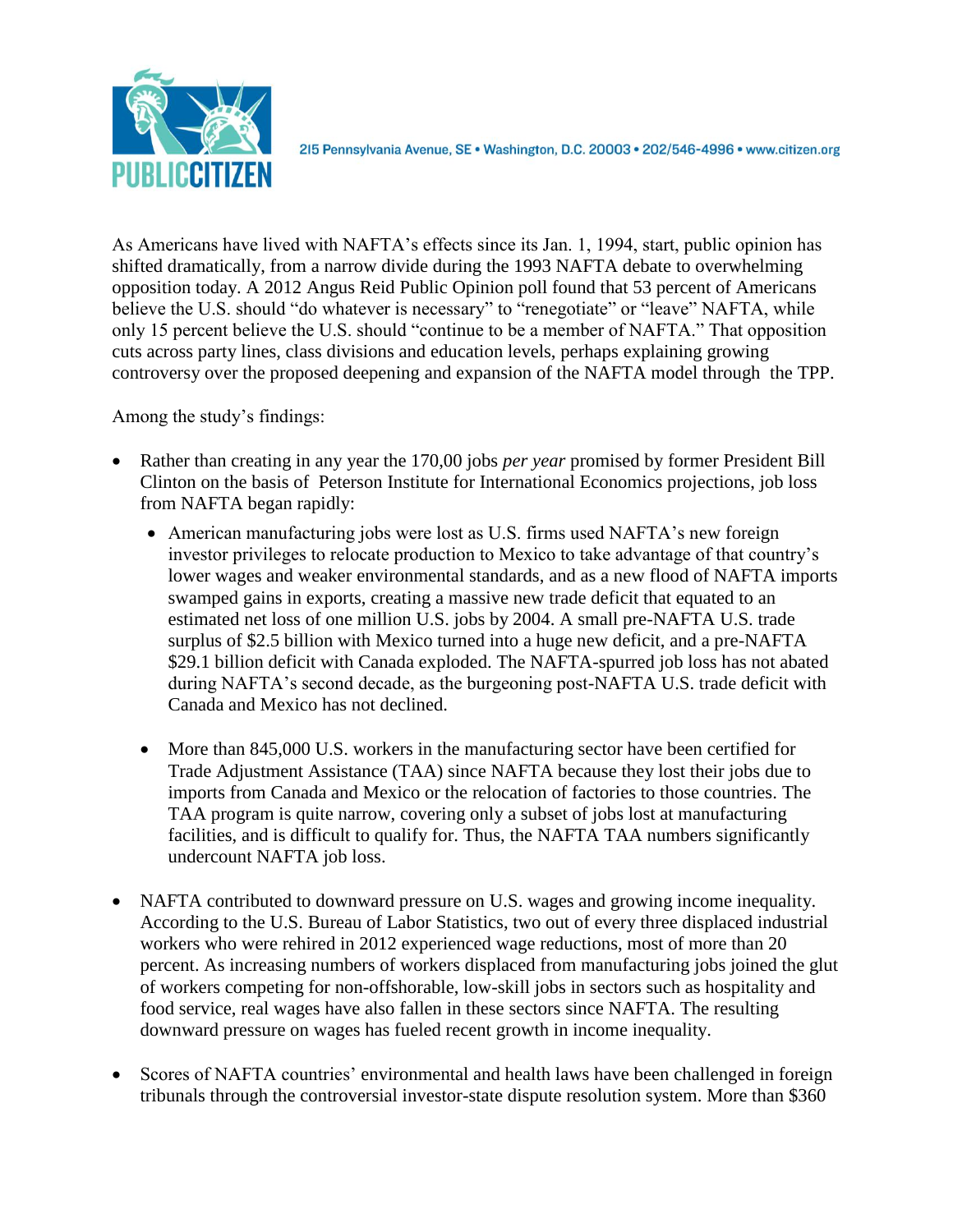215 Pennsylvania Avenue, SE • Washington, D.C. 20003 • 202/546-4996 • www.citizen.org

As Americans have lived with NAFTA's effects since its Jan. 1, 1994, start, public opinion has shifted dramatically, from a narrow divide during the 1993 NAFTA debate to overwhelming opposition today. A 2012 Angus Reid Public Opinion poll found that 53 percent of Americans believe the U.S. should "do whatever is necessary" to "renegotiate" or "leave" NAFTA, while only 15 percent believe the U.S. should "continue to be a member of NAFTA." That opposition cuts across party lines, class divisions and education levels, perhaps explaining growing controversy over the proposed deepening and expansion of the NAFTA model through the TPP.

Among the study's findings:

- Rather than creating in any year the 170,00 jobs *per year* promised by former President Bill Clinton on the basis of Peterson Institute for International Economics projections, job loss from NAFTA began rapidly:
  - American manufacturing jobs were lost as U.S. firms used NAFTA's new foreign investor privileges to relocate production to Mexico to take advantage of that country's lower wages and weaker environmental standards, and as a new flood of NAFTA imports swamped gains in exports, creating a massive new trade deficit that equated to an estimated net loss of one million U.S. jobs by 2004. A small pre-NAFTA U.S. trade surplus of $2.5 billion with Mexico turned into a huge new deficit, and a pre-NAFTA $29.1 billion deficit with Canada exploded. The NAFTA-spurred job loss has not abated during NAFTA's second decade, as the burgeoning post-NAFTA U.S. trade deficit with Canada and Mexico has not declined.
  - More than 845,000 U.S. workers in the manufacturing sector have been certified for Trade Adjustment Assistance (TAA) since NAFTA because they lost their jobs due to imports from Canada and Mexico or the relocation of factories to those countries. The TAA program is quite narrow, covering only a subset of jobs lost at manufacturing facilities, and is difficult to qualify for. Thus, the NAFTA TAA numbers significantly undercount NAFTA job loss.
- NAFTA contributed to downward pressure on U.S. wages and growing income inequality. According to the U.S. Bureau of Labor Statistics, two out of every three displaced industrial workers who were rehired in 2012 experienced wage reductions, most of more than 20 percent. As increasing numbers of workers displaced from manufacturing jobs joined the glut of workers competing for non-offshorable, low-skill jobs in sectors such as hospitality and food service, real wages have also fallen in these sectors since NAFTA. The resulting downward pressure on wages has fueled recent growth in income inequality.
- Scores of NAFTA countries' environmental and health laws have been challenged in foreign tribunals through the controversial investor-state dispute resolution system. More than $360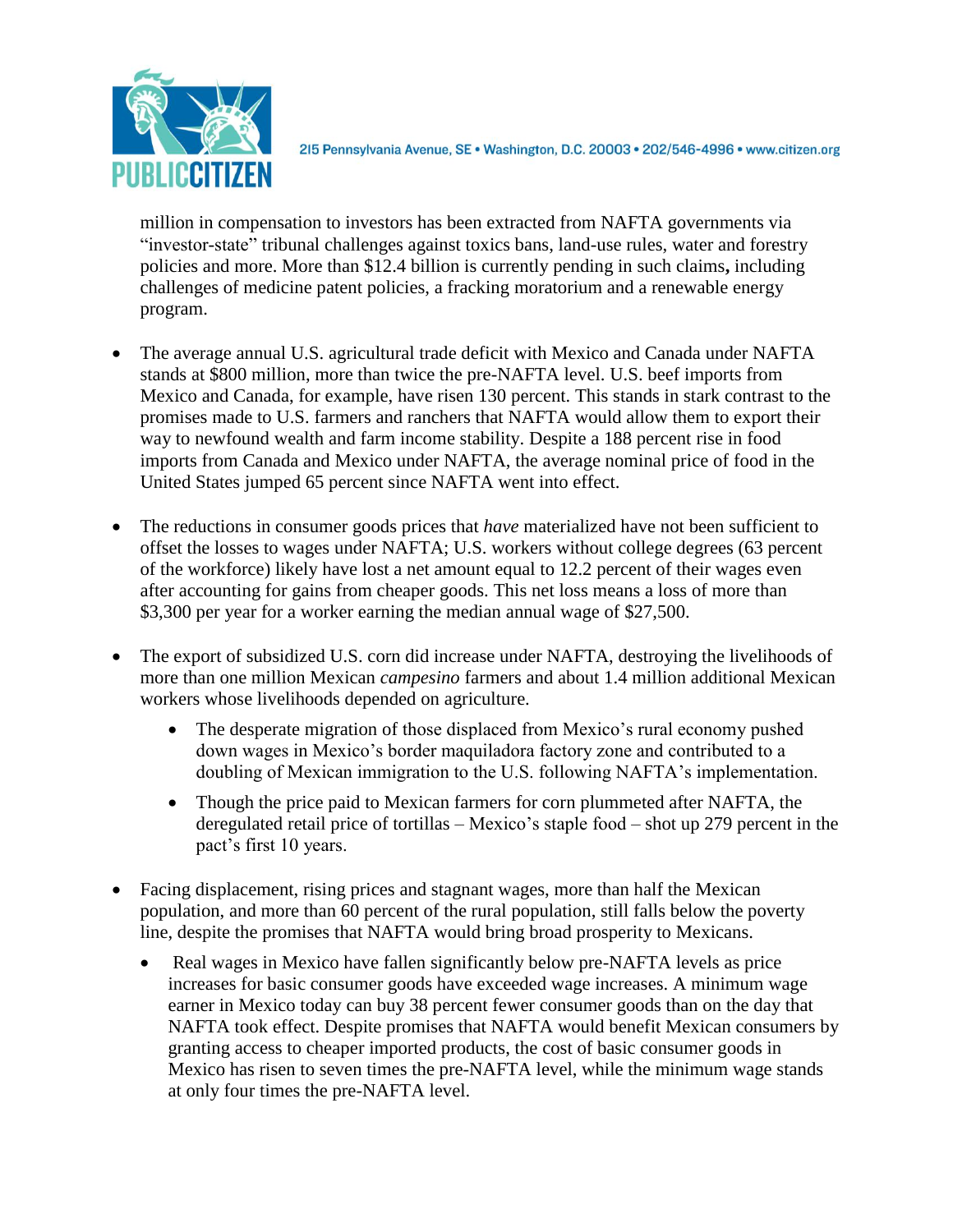million in compensation to investors has been extracted from NAFTA governments via "investor-state" tribunal challenges against toxics bans, land-use rules, water and forestry policies and more. More than $12.4 billion is currently pending in such claims**,** including challenges of medicine patent policies, a fracking moratorium and a renewable energy program.

- The average annual U.S. agricultural trade deficit with Mexico and Canada under NAFTA stands at $800 million, more than twice the pre-NAFTA level. U.S. beef imports from Mexico and Canada, for example, have risen 130 percent. This stands in stark contrast to the promises made to U.S. farmers and ranchers that NAFTA would allow them to export their way to newfound wealth and farm income stability. Despite a 188 percent rise in food imports from Canada and Mexico under NAFTA, the average nominal price of food in the United States jumped 65 percent since NAFTA went into effect.

- The reductions in consumer goods prices that *have* materialized have not been sufficient to offset the losses to wages under NAFTA; U.S. workers without college degrees (63 percent of the workforce) likely have lost a net amount equal to 12.2 percent of their wages even after accounting for gains from cheaper goods. This net loss means a loss of more than $3,300 per year for a worker earning the median annual wage of $27,500.

- The export of subsidized U.S. corn did increase under NAFTA, destroying the livelihoods of more than one million Mexican *campesino* farmers and about 1.4 million additional Mexican workers whose livelihoods depended on agriculture.
  - The desperate migration of those displaced from Mexico's rural economy pushed down wages in Mexico's border maquiladora factory zone and contributed to a doubling of Mexican immigration to the U.S. following NAFTA's implementation.
  - Though the price paid to Mexican farmers for corn plummeted after NAFTA, the deregulated retail price of tortillas – Mexico's staple food – shot up 279 percent in the pact's first 10 years.

- Facing displacement, rising prices and stagnant wages, more than half the Mexican population, and more than 60 percent of the rural population, still falls below the poverty line, despite the promises that NAFTA would bring broad prosperity to Mexicans.
  - Real wages in Mexico have fallen significantly below pre-NAFTA levels as price increases for basic consumer goods have exceeded wage increases. A minimum wage earner in Mexico today can buy 38 percent fewer consumer goods than on the day that NAFTA took effect. Despite promises that NAFTA would benefit Mexican consumers by granting access to cheaper imported products, the cost of basic consumer goods in Mexico has risen to seven times the pre-NAFTA level, while the minimum wage stands at only four times the pre-NAFTA level.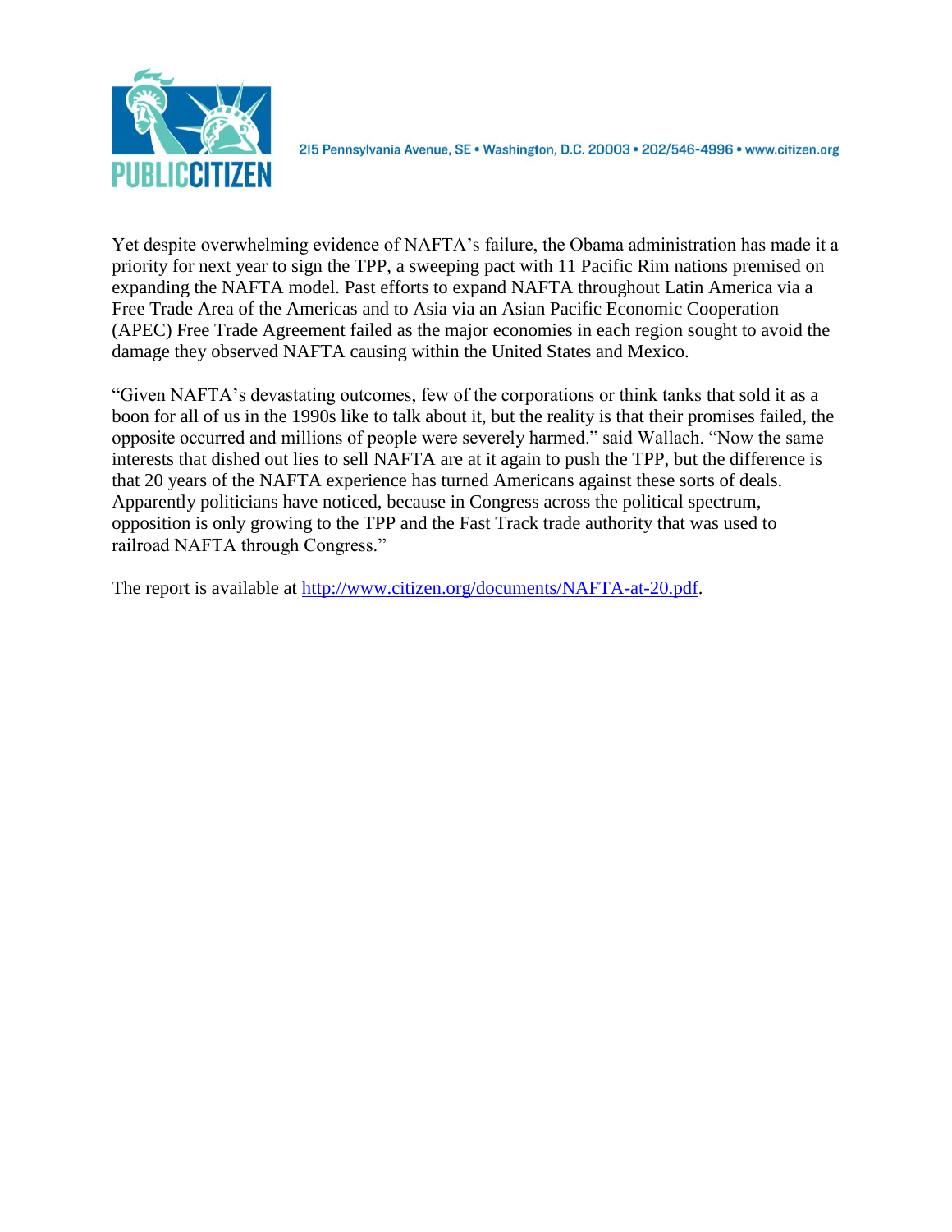Yet despite overwhelming evidence of NAFTA's failure, the Obama administration has made it a priority for next year to sign the TPP, a sweeping pact with 11 Pacific Rim nations premised on expanding the NAFTA model. Past efforts to expand NAFTA throughout Latin America via a Free Trade Area of the Americas and to Asia via an Asian Pacific Economic Cooperation (APEC) Free Trade Agreement failed as the major economies in each region sought to avoid the damage they observed NAFTA causing within the United States and Mexico.

"Given NAFTA's devastating outcomes, few of the corporations or think tanks that sold it as a boon for all of us in the 1990s like to talk about it, but the reality is that their promises failed, the opposite occurred and millions of people were severely harmed." said Wallach. "Now the same interests that dished out lies to sell NAFTA are at it again to push the TPP, but the difference is that 20 years of the NAFTA experience has turned Americans against these sorts of deals. Apparently politicians have noticed, because in Congress across the political spectrum, opposition is only growing to the TPP and the Fast Track trade authority that was used to railroad NAFTA through Congress."

The report is available at [http://www.citizen.org/documents/NAFTA-at-20.pdf](http://www.citizen.org/documents/NAFTA-at-20.pdf).